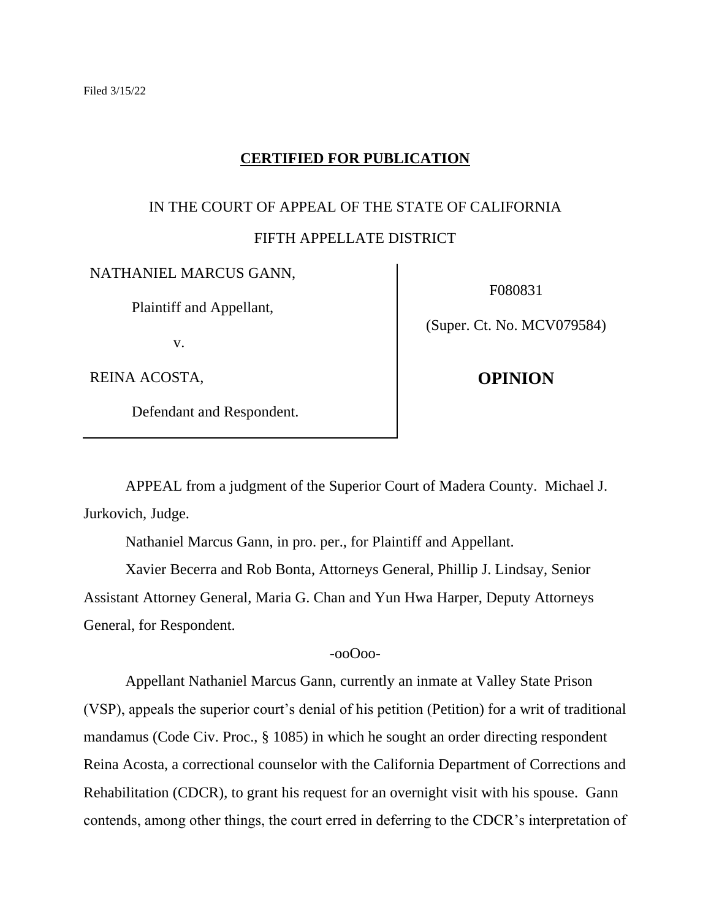Filed 3/15/22

**CERTIFIED FOR PUBLICATION**

IN THE COURT OF APPEAL OF THE STATE OF CALIFORNIA

FIFTH APPELLATE DISTRICT

| | |
|---|---|
| NATHANIEL MARCUS GANN,<br><br>Plaintiff and Appellant,<br><br>v.<br><br>REINA ACOSTA,<br><br>Defendant and Respondent. | F080831<br><br>(Super. Ct. No. MCV079584)<br><br>**OPINION** |

APPEAL from a judgment of the Superior Court of Madera County. Michael J. Jurkovich, Judge.

Nathaniel Marcus Gann, in pro. per., for Plaintiff and Appellant.

Xavier Becerra and Rob Bonta, Attorneys General, Phillip J. Lindsay, Senior Assistant Attorney General, Maria G. Chan and Yun Hwa Harper, Deputy Attorneys General, for Respondent.

-ooOoo-

Appellant Nathaniel Marcus Gann, currently an inmate at Valley State Prison (VSP), appeals the superior court's denial of his petition (Petition) for a writ of traditional mandamus (Code Civ. Proc., § 1085) in which he sought an order directing respondent Reina Acosta, a correctional counselor with the California Department of Corrections and Rehabilitation (CDCR), to grant his request for an overnight visit with his spouse. Gann contends, among other things, the court erred in deferring to the CDCR's interpretation of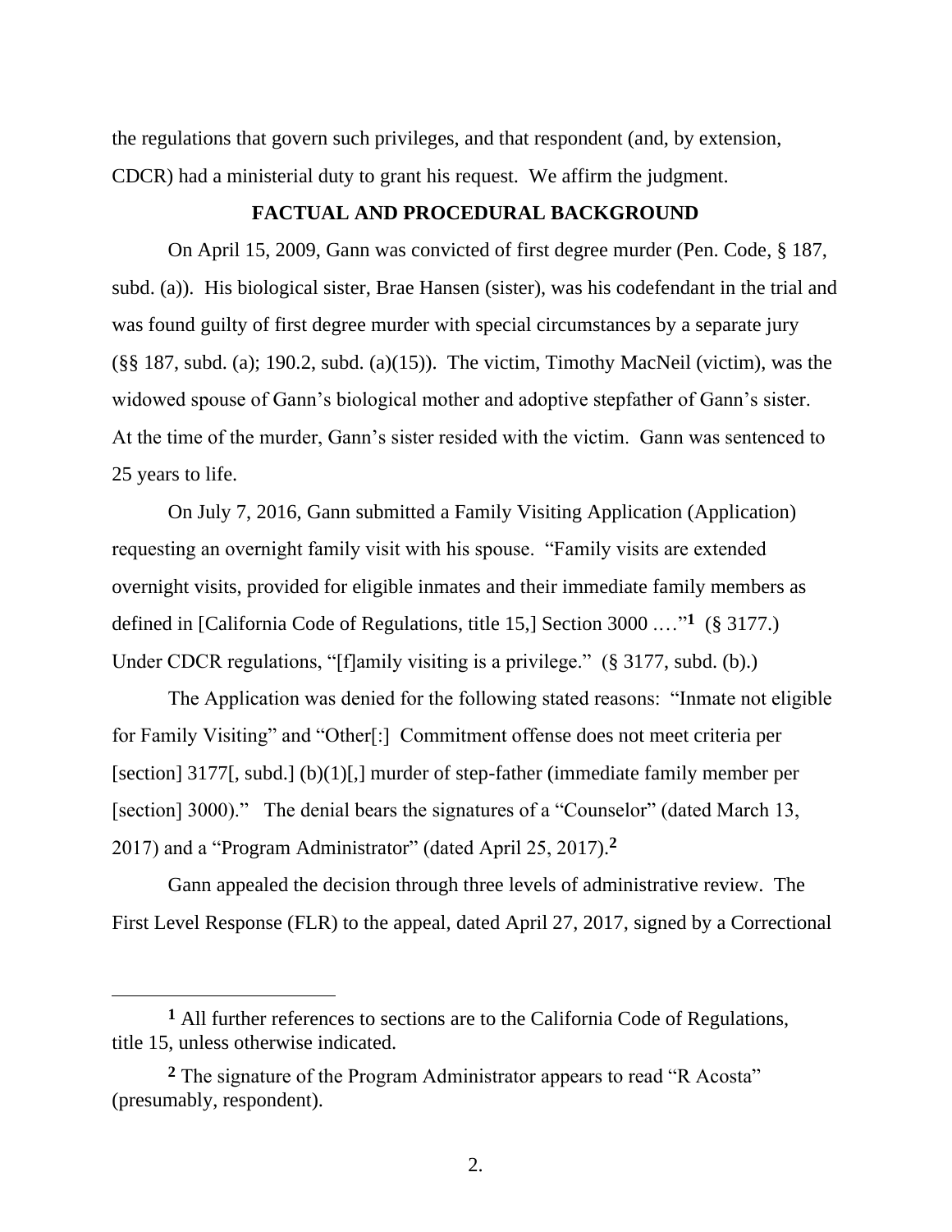the regulations that govern such privileges, and that respondent (and, by extension, CDCR) had a ministerial duty to grant his request. We affirm the judgment.

## FACTUAL AND PROCEDURAL BACKGROUND

On April 15, 2009, Gann was convicted of first degree murder (Pen. Code, § 187, subd. (a)). His biological sister, Brae Hansen (sister), was his codefendant in the trial and was found guilty of first degree murder with special circumstances by a separate jury (§§ 187, subd. (a); 190.2, subd. (a)(15)). The victim, Timothy MacNeil (victim), was the widowed spouse of Gann's biological mother and adoptive stepfather of Gann's sister. At the time of the murder, Gann's sister resided with the victim. Gann was sentenced to 25 years to life.

On July 7, 2016, Gann submitted a Family Visiting Application (Application) requesting an overnight family visit with his spouse. "Family visits are extended overnight visits, provided for eligible inmates and their immediate family members as defined in [California Code of Regulations, title 15,] Section 3000 …."[1] (§ 3177.) Under CDCR regulations, "[f]amily visiting is a privilege." (§ 3177, subd. (b).)

The Application was denied for the following stated reasons: "Inmate not eligible for Family Visiting" and "Other[:] Commitment offense does not meet criteria per [section] 3177[, subd.] (b)(1)[,] murder of step-father (immediate family member per [section] 3000)." The denial bears the signatures of a "Counselor" (dated March 13, 2017) and a "Program Administrator" (dated April 25, 2017).[2]

Gann appealed the decision through three levels of administrative review. The First Level Response (FLR) to the appeal, dated April 27, 2017, signed by a Correctional

---

[1] All further references to sections are to the California Code of Regulations, title 15, unless otherwise indicated.

[2] The signature of the Program Administrator appears to read "R Acosta" (presumably, respondent).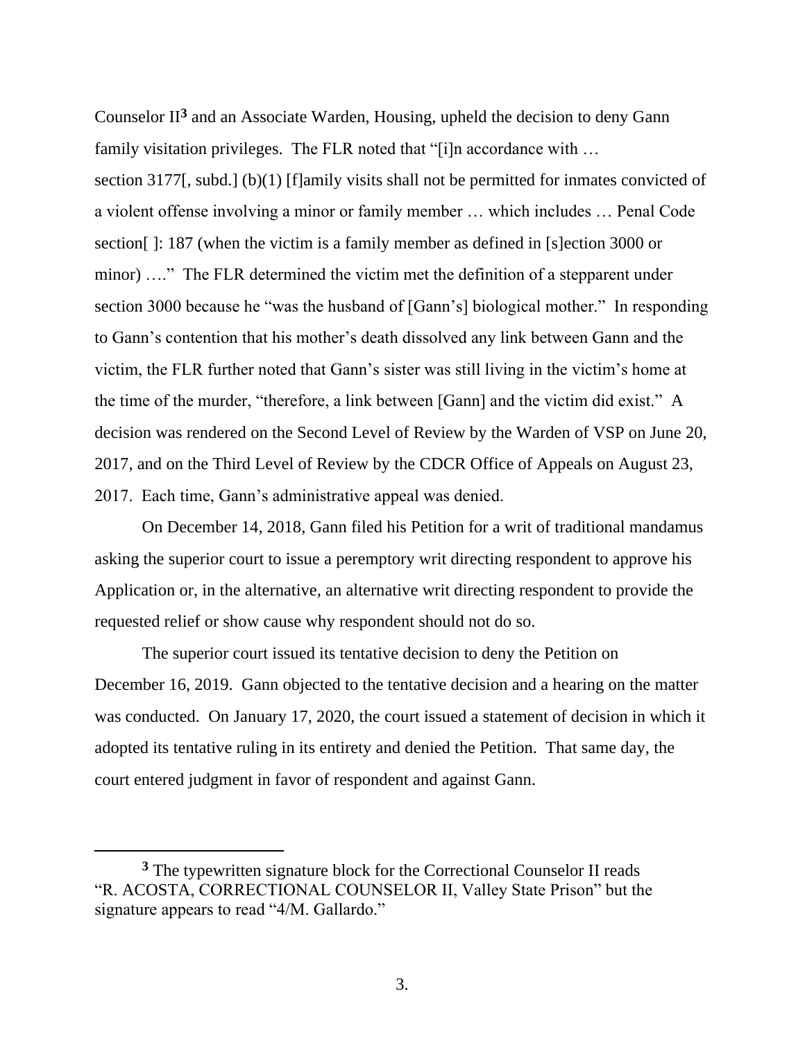Counselor II[3] and an Associate Warden, Housing, upheld the decision to deny Gann family visitation privileges. The FLR noted that "[i]n accordance with … section 3177[, subd.] (b)(1) [f]amily visits shall not be permitted for inmates convicted of a violent offense involving a minor or family member … which includes … Penal Code section[ ]: 187 (when the victim is a family member as defined in [s]ection 3000 or minor) …." The FLR determined the victim met the definition of a stepparent under section 3000 because he "was the husband of [Gann's] biological mother." In responding to Gann's contention that his mother's death dissolved any link between Gann and the victim, the FLR further noted that Gann's sister was still living in the victim's home at the time of the murder, "therefore, a link between [Gann] and the victim did exist." A decision was rendered on the Second Level of Review by the Warden of VSP on June 20, 2017, and on the Third Level of Review by the CDCR Office of Appeals on August 23, 2017. Each time, Gann's administrative appeal was denied.

On December 14, 2018, Gann filed his Petition for a writ of traditional mandamus asking the superior court to issue a peremptory writ directing respondent to approve his Application or, in the alternative, an alternative writ directing respondent to provide the requested relief or show cause why respondent should not do so.

The superior court issued its tentative decision to deny the Petition on December 16, 2019. Gann objected to the tentative decision and a hearing on the matter was conducted. On January 17, 2020, the court issued a statement of decision in which it adopted its tentative ruling in its entirety and denied the Petition. That same day, the court entered judgment in favor of respondent and against Gann.

---

[3] The typewritten signature block for the Correctional Counselor II reads "R. ACOSTA, CORRECTIONAL COUNSELOR II, Valley State Prison" but the signature appears to read "4/M. Gallardo."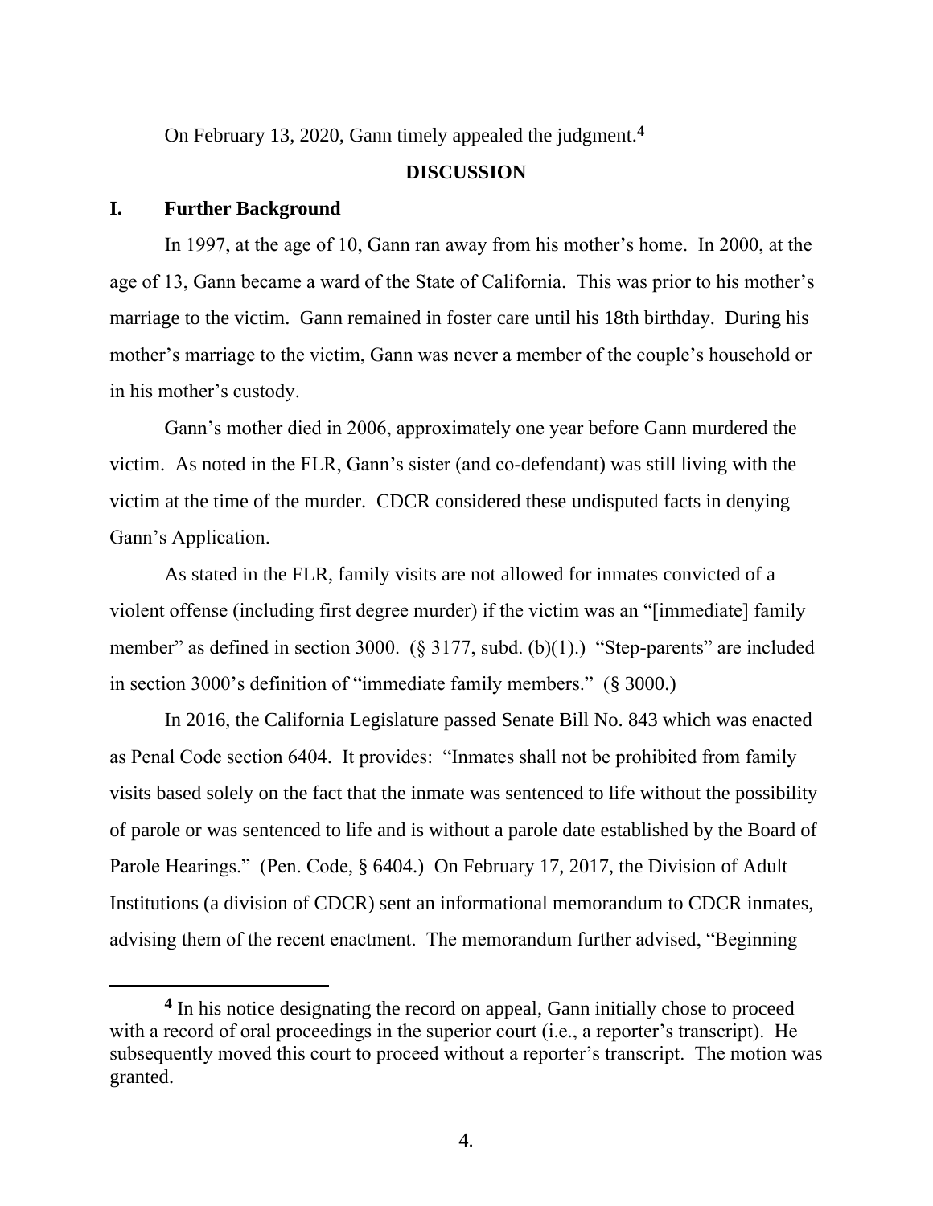On February 13, 2020, Gann timely appealed the judgment.[4]

## DISCUSSION

### I. Further Background

In 1997, at the age of 10, Gann ran away from his mother's home. In 2000, at the age of 13, Gann became a ward of the State of California. This was prior to his mother's marriage to the victim. Gann remained in foster care until his 18th birthday. During his mother's marriage to the victim, Gann was never a member of the couple's household or in his mother's custody.

Gann's mother died in 2006, approximately one year before Gann murdered the victim. As noted in the FLR, Gann's sister (and co-defendant) was still living with the victim at the time of the murder. CDCR considered these undisputed facts in denying Gann's Application.

As stated in the FLR, family visits are not allowed for inmates convicted of a violent offense (including first degree murder) if the victim was an "[immediate] family member" as defined in section 3000. (§ 3177, subd. (b)(1).) "Step-parents" are included in section 3000's definition of "immediate family members." (§ 3000.)

In 2016, the California Legislature passed Senate Bill No. 843 which was enacted as Penal Code section 6404. It provides: "Inmates shall not be prohibited from family visits based solely on the fact that the inmate was sentenced to life without the possibility of parole or was sentenced to life and is without a parole date established by the Board of Parole Hearings." (Pen. Code, § 6404.) On February 17, 2017, the Division of Adult Institutions (a division of CDCR) sent an informational memorandum to CDCR inmates, advising them of the recent enactment. The memorandum further advised, "Beginning

---

[4] In his notice designating the record on appeal, Gann initially chose to proceed with a record of oral proceedings in the superior court (i.e., a reporter's transcript). He subsequently moved this court to proceed without a reporter's transcript. The motion was granted.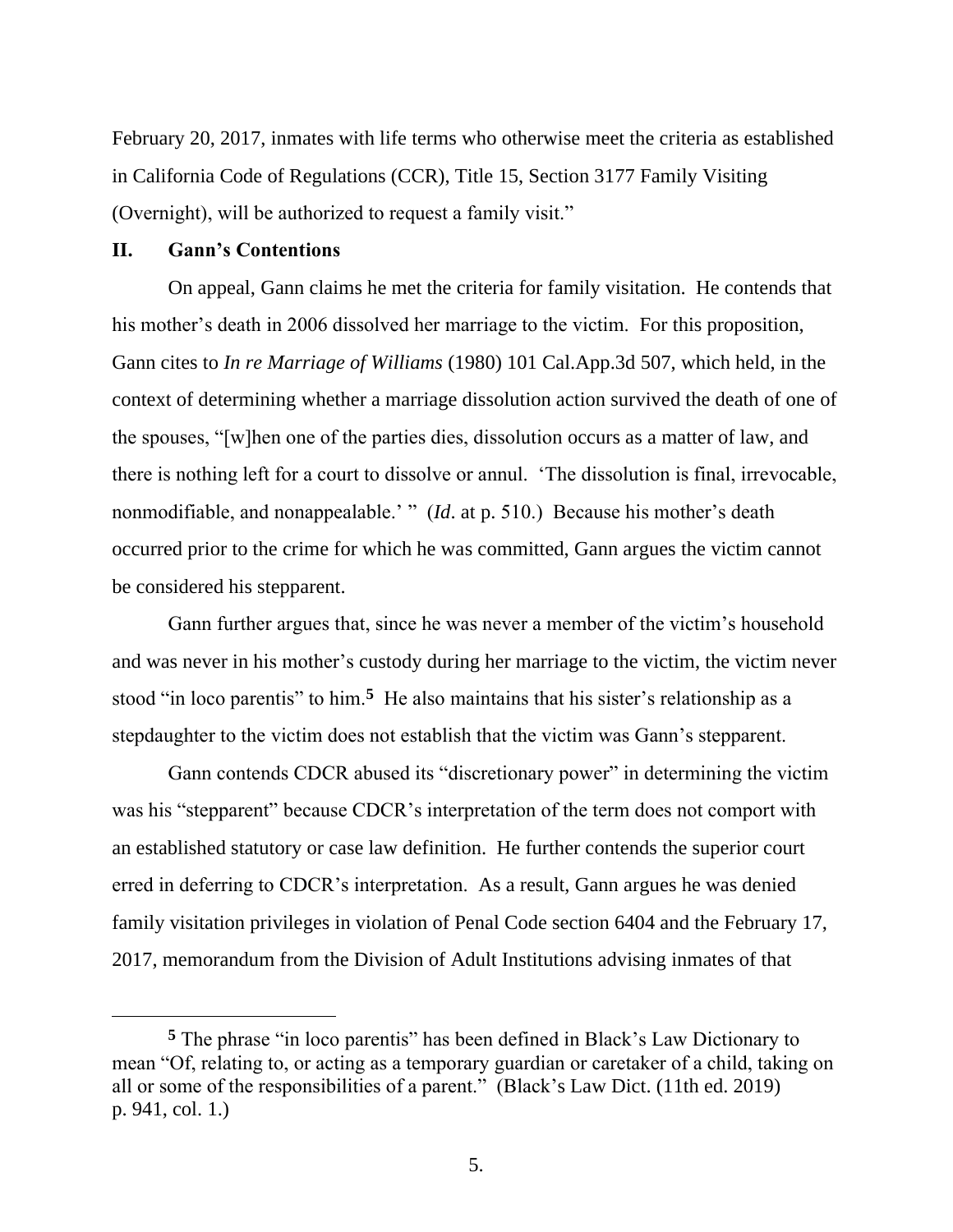February 20, 2017, inmates with life terms who otherwise meet the criteria as established in California Code of Regulations (CCR), Title 15, Section 3177 Family Visiting (Overnight), will be authorized to request a family visit."

## II. Gann's Contentions

On appeal, Gann claims he met the criteria for family visitation. He contends that his mother's death in 2006 dissolved her marriage to the victim. For this proposition, Gann cites to *In re Marriage of Williams* (1980) 101 Cal.App.3d 507, which held, in the context of determining whether a marriage dissolution action survived the death of one of the spouses, "[w]hen one of the parties dies, dissolution occurs as a matter of law, and there is nothing left for a court to dissolve or annul. 'The dissolution is final, irrevocable, nonmodifiable, and nonappealable.' " (*Id*. at p. 510.) Because his mother's death occurred prior to the crime for which he was committed, Gann argues the victim cannot be considered his stepparent.

Gann further argues that, since he was never a member of the victim's household and was never in his mother's custody during her marriage to the victim, the victim never stood "in loco parentis" to him.[5] He also maintains that his sister's relationship as a stepdaughter to the victim does not establish that the victim was Gann's stepparent.

Gann contends CDCR abused its "discretionary power" in determining the victim was his "stepparent" because CDCR's interpretation of the term does not comport with an established statutory or case law definition. He further contends the superior court erred in deferring to CDCR's interpretation. As a result, Gann argues he was denied family visitation privileges in violation of Penal Code section 6404 and the February 17, 2017, memorandum from the Division of Adult Institutions advising inmates of that

---

[5] The phrase "in loco parentis" has been defined in Black's Law Dictionary to mean "Of, relating to, or acting as a temporary guardian or caretaker of a child, taking on all or some of the responsibilities of a parent." (Black's Law Dict. (11th ed. 2019) p. 941, col. 1.)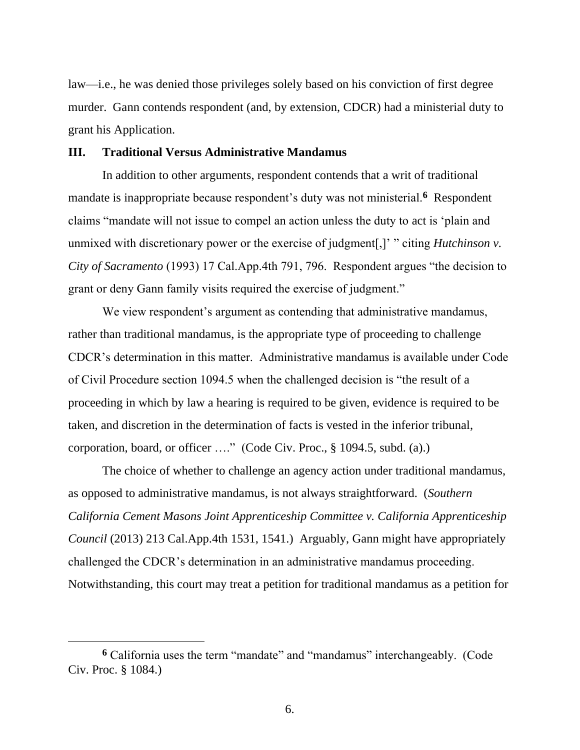law—i.e., he was denied those privileges solely based on his conviction of first degree murder. Gann contends respondent (and, by extension, CDCR) had a ministerial duty to grant his Application.

## III. Traditional Versus Administrative Mandamus

In addition to other arguments, respondent contends that a writ of traditional mandate is inappropriate because respondent's duty was not ministerial.[6] Respondent claims "mandate will not issue to compel an action unless the duty to act is 'plain and unmixed with discretionary power or the exercise of judgment[,]' " citing *Hutchinson v. City of Sacramento* (1993) 17 Cal.App.4th 791, 796. Respondent argues "the decision to grant or deny Gann family visits required the exercise of judgment."

We view respondent's argument as contending that administrative mandamus, rather than traditional mandamus, is the appropriate type of proceeding to challenge CDCR's determination in this matter. Administrative mandamus is available under Code of Civil Procedure section 1094.5 when the challenged decision is "the result of a proceeding in which by law a hearing is required to be given, evidence is required to be taken, and discretion in the determination of facts is vested in the inferior tribunal, corporation, board, or officer …." (Code Civ. Proc., § 1094.5, subd. (a).)

The choice of whether to challenge an agency action under traditional mandamus, as opposed to administrative mandamus, is not always straightforward. (*Southern California Cement Masons Joint Apprenticeship Committee v. California Apprenticeship Council* (2013) 213 Cal.App.4th 1531, 1541.) Arguably, Gann might have appropriately challenged the CDCR's determination in an administrative mandamus proceeding. Notwithstanding, this court may treat a petition for traditional mandamus as a petition for

---

[6] California uses the term "mandate" and "mandamus" interchangeably. (Code Civ. Proc. § 1084.)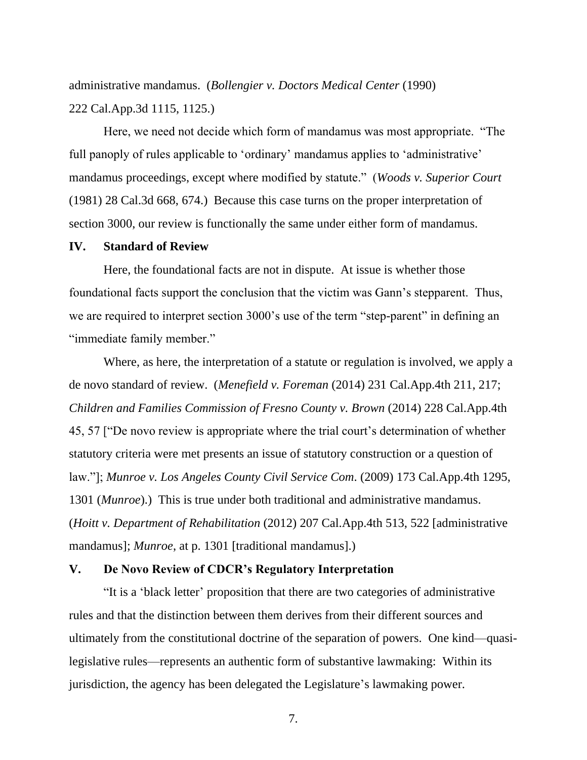administrative mandamus. (*Bollengier v. Doctors Medical Center* (1990) 222 Cal.App.3d 1115, 1125.)

Here, we need not decide which form of mandamus was most appropriate. "The full panoply of rules applicable to 'ordinary' mandamus applies to 'administrative' mandamus proceedings, except where modified by statute." (*Woods v. Superior Court* (1981) 28 Cal.3d 668, 674.) Because this case turns on the proper interpretation of section 3000, our review is functionally the same under either form of mandamus.

## IV. Standard of Review

Here, the foundational facts are not in dispute. At issue is whether those foundational facts support the conclusion that the victim was Gann's stepparent. Thus, we are required to interpret section 3000's use of the term "step-parent" in defining an "immediate family member."

Where, as here, the interpretation of a statute or regulation is involved, we apply a de novo standard of review. (*Menefield v. Foreman* (2014) 231 Cal.App.4th 211, 217; *Children and Families Commission of Fresno County v. Brown* (2014) 228 Cal.App.4th 45, 57 ["De novo review is appropriate where the trial court's determination of whether statutory criteria were met presents an issue of statutory construction or a question of law."]; *Munroe v. Los Angeles County Civil Service Com*. (2009) 173 Cal.App.4th 1295, 1301 (*Munroe*).) This is true under both traditional and administrative mandamus. (*Hoitt v. Department of Rehabilitation* (2012) 207 Cal.App.4th 513, 522 [administrative mandamus]; *Munroe*, at p. 1301 [traditional mandamus].)

## V. De Novo Review of CDCR's Regulatory Interpretation

"It is a 'black letter' proposition that there are two categories of administrative rules and that the distinction between them derives from their different sources and ultimately from the constitutional doctrine of the separation of powers. One kind—quasi-legislative rules—represents an authentic form of substantive lawmaking: Within its jurisdiction, the agency has been delegated the Legislature's lawmaking power.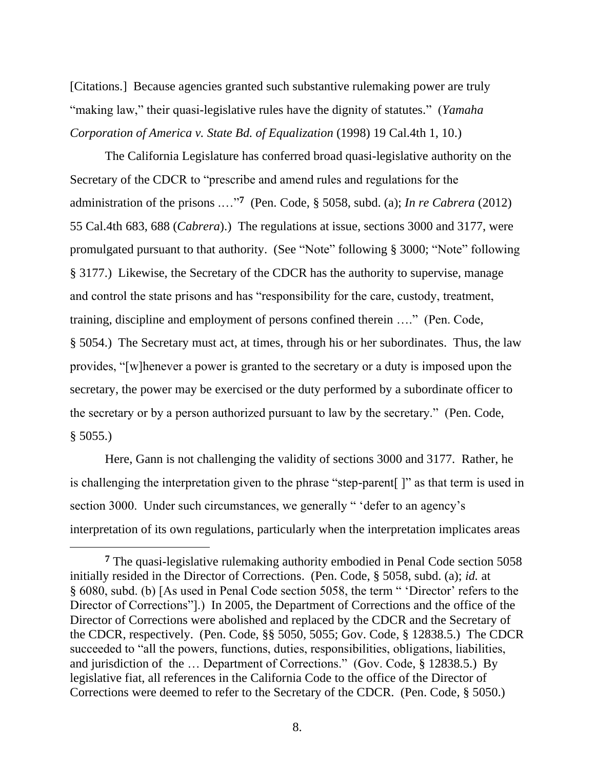[Citations.] Because agencies granted such substantive rulemaking power are truly "making law," their quasi-legislative rules have the dignity of statutes." (*Yamaha Corporation of America v. State Bd. of Equalization* (1998) 19 Cal.4th 1, 10.)

The California Legislature has conferred broad quasi-legislative authority on the Secretary of the CDCR to "prescribe and amend rules and regulations for the administration of the prisons .…"[7] (Pen. Code, § 5058, subd. (a); *In re Cabrera* (2012) 55 Cal.4th 683, 688 (*Cabrera*).) The regulations at issue, sections 3000 and 3177, were promulgated pursuant to that authority. (See "Note" following § 3000; "Note" following § 3177.) Likewise, the Secretary of the CDCR has the authority to supervise, manage and control the state prisons and has "responsibility for the care, custody, treatment, training, discipline and employment of persons confined therein …." (Pen. Code, § 5054.) The Secretary must act, at times, through his or her subordinates. Thus, the law provides, "[w]henever a power is granted to the secretary or a duty is imposed upon the secretary, the power may be exercised or the duty performed by a subordinate officer to the secretary or by a person authorized pursuant to law by the secretary." (Pen. Code, § 5055.)

Here, Gann is not challenging the validity of sections 3000 and 3177. Rather, he is challenging the interpretation given to the phrase "step-parent[ ]" as that term is used in section 3000. Under such circumstances, we generally " 'defer to an agency's interpretation of its own regulations, particularly when the interpretation implicates areas

---

[7] The quasi-legislative rulemaking authority embodied in Penal Code section 5058 initially resided in the Director of Corrections. (Pen. Code, § 5058, subd. (a); *id.* at § 6080, subd. (b) [As used in Penal Code section 5058, the term " 'Director' refers to the Director of Corrections"].) In 2005, the Department of Corrections and the office of the Director of Corrections were abolished and replaced by the CDCR and the Secretary of the CDCR, respectively. (Pen. Code, §§ 5050, 5055; Gov. Code, § 12838.5.) The CDCR succeeded to "all the powers, functions, duties, responsibilities, obligations, liabilities, and jurisdiction of the … Department of Corrections." (Gov. Code, § 12838.5.) By legislative fiat, all references in the California Code to the office of the Director of Corrections were deemed to refer to the Secretary of the CDCR. (Pen. Code, § 5050.)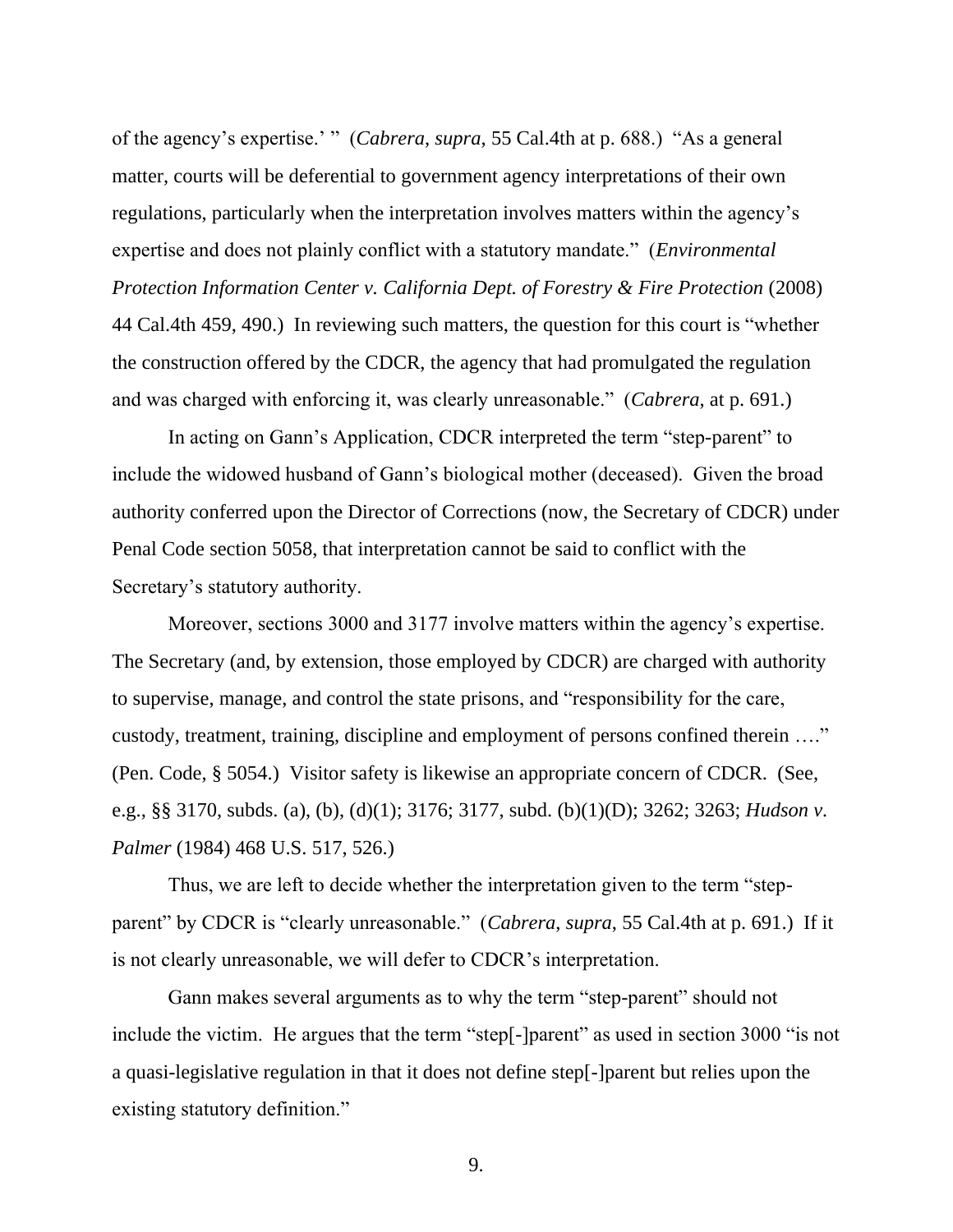of the agency's expertise.' " (*Cabrera*, *supra*, 55 Cal.4th at p. 688.) "As a general matter, courts will be deferential to government agency interpretations of their own regulations, particularly when the interpretation involves matters within the agency's expertise and does not plainly conflict with a statutory mandate." (*Environmental Protection Information Center v. California Dept. of Forestry & Fire Protection* (2008) 44 Cal.4th 459, 490.) In reviewing such matters, the question for this court is "whether the construction offered by the CDCR, the agency that had promulgated the regulation and was charged with enforcing it, was clearly unreasonable." (*Cabrera*, at p. 691.)

In acting on Gann's Application, CDCR interpreted the term "step-parent" to include the widowed husband of Gann's biological mother (deceased). Given the broad authority conferred upon the Director of Corrections (now, the Secretary of CDCR) under Penal Code section 5058, that interpretation cannot be said to conflict with the Secretary's statutory authority.

Moreover, sections 3000 and 3177 involve matters within the agency's expertise. The Secretary (and, by extension, those employed by CDCR) are charged with authority to supervise, manage, and control the state prisons, and "responsibility for the care, custody, treatment, training, discipline and employment of persons confined therein …." (Pen. Code, § 5054.) Visitor safety is likewise an appropriate concern of CDCR. (See, e.g., §§ 3170, subds. (a), (b), (d)(1); 3176; 3177, subd. (b)(1)(D); 3262; 3263; *Hudson v. Palmer* (1984) 468 U.S. 517, 526.)

Thus, we are left to decide whether the interpretation given to the term "step-parent" by CDCR is "clearly unreasonable." (*Cabrera*, *supra*, 55 Cal.4th at p. 691.) If it is not clearly unreasonable, we will defer to CDCR's interpretation.

Gann makes several arguments as to why the term "step-parent" should not include the victim. He argues that the term "step[-]parent" as used in section 3000 "is not a quasi-legislative regulation in that it does not define step[-]parent but relies upon the existing statutory definition."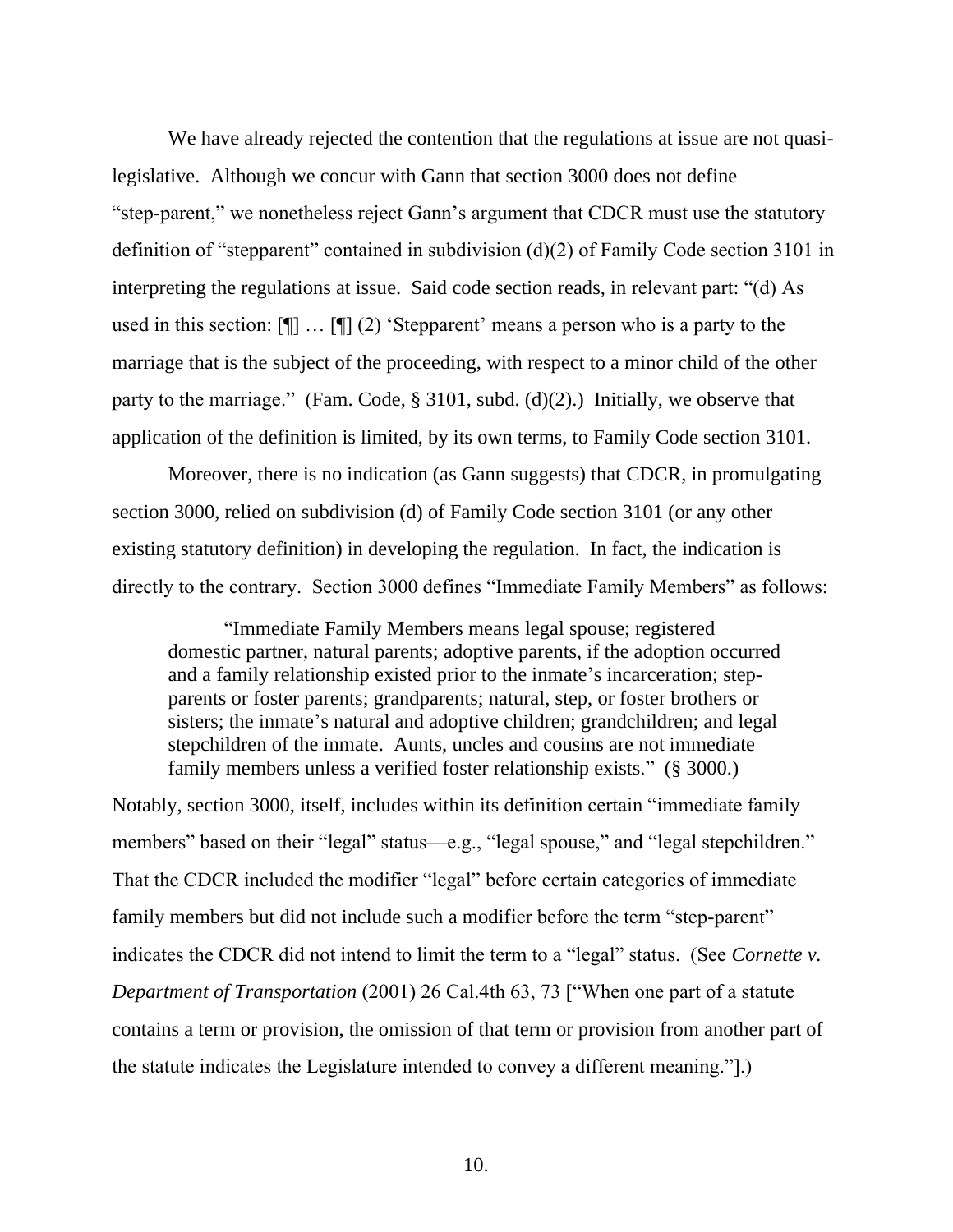We have already rejected the contention that the regulations at issue are not quasi-legislative. Although we concur with Gann that section 3000 does not define "step-parent," we nonetheless reject Gann's argument that CDCR must use the statutory definition of "stepparent" contained in subdivision (d)(2) of Family Code section 3101 in interpreting the regulations at issue. Said code section reads, in relevant part: "(d) As used in this section: [¶] … [¶] (2) 'Stepparent' means a person who is a party to the marriage that is the subject of the proceeding, with respect to a minor child of the other party to the marriage." (Fam. Code, § 3101, subd. (d)(2).) Initially, we observe that application of the definition is limited, by its own terms, to Family Code section 3101.

Moreover, there is no indication (as Gann suggests) that CDCR, in promulgating section 3000, relied on subdivision (d) of Family Code section 3101 (or any other existing statutory definition) in developing the regulation. In fact, the indication is directly to the contrary. Section 3000 defines "Immediate Family Members" as follows:

> "Immediate Family Members means legal spouse; registered domestic partner, natural parents; adoptive parents, if the adoption occurred and a family relationship existed prior to the inmate's incarceration; step-parents or foster parents; grandparents; natural, step, or foster brothers or sisters; the inmate's natural and adoptive children; grandchildren; and legal stepchildren of the inmate. Aunts, uncles and cousins are not immediate family members unless a verified foster relationship exists." (§ 3000.)

Notably, section 3000, itself, includes within its definition certain "immediate family members" based on their "legal" status—e.g., "legal spouse," and "legal stepchildren." That the CDCR included the modifier "legal" before certain categories of immediate family members but did not include such a modifier before the term "step-parent" indicates the CDCR did not intend to limit the term to a "legal" status. (See *Cornette v. Department of Transportation* (2001) 26 Cal.4th 63, 73 ["When one part of a statute contains a term or provision, the omission of that term or provision from another part of the statute indicates the Legislature intended to convey a different meaning."].)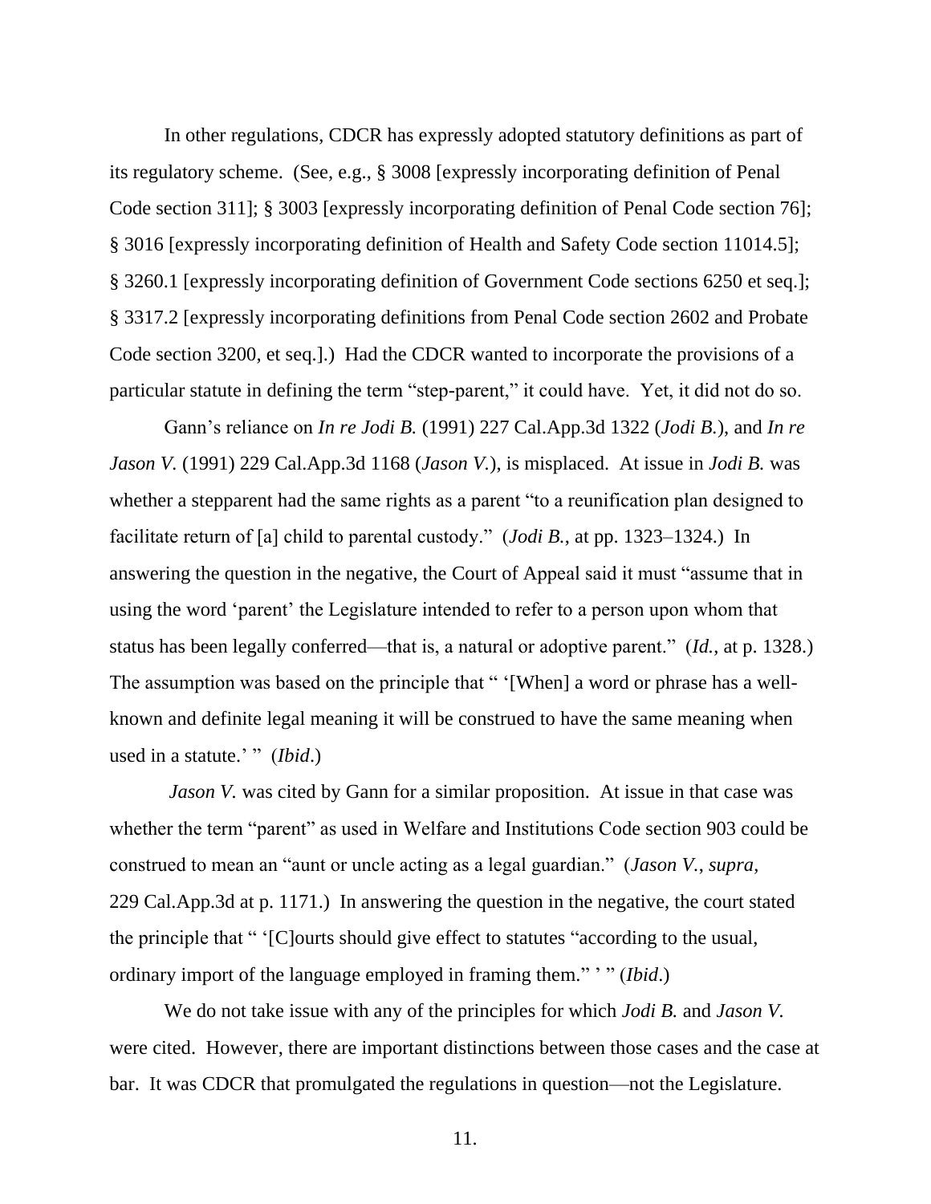In other regulations, CDCR has expressly adopted statutory definitions as part of its regulatory scheme. (See, e.g., § 3008 [expressly incorporating definition of Penal Code section 311]; § 3003 [expressly incorporating definition of Penal Code section 76]; § 3016 [expressly incorporating definition of Health and Safety Code section 11014.5]; § 3260.1 [expressly incorporating definition of Government Code sections 6250 et seq.]; § 3317.2 [expressly incorporating definitions from Penal Code section 2602 and Probate Code section 3200, et seq.].) Had the CDCR wanted to incorporate the provisions of a particular statute in defining the term "step-parent," it could have. Yet, it did not do so.

Gann's reliance on *In re Jodi B.* (1991) 227 Cal.App.3d 1322 (*Jodi B.*), and *In re Jason V.* (1991) 229 Cal.App.3d 1168 (*Jason V.*), is misplaced. At issue in *Jodi B.* was whether a stepparent had the same rights as a parent "to a reunification plan designed to facilitate return of [a] child to parental custody." (*Jodi B.*, at pp. 1323–1324.) In answering the question in the negative, the Court of Appeal said it must "assume that in using the word 'parent' the Legislature intended to refer to a person upon whom that status has been legally conferred—that is, a natural or adoptive parent." (*Id.*, at p. 1328.) The assumption was based on the principle that " '[When] a word or phrase has a well-known and definite legal meaning it will be construed to have the same meaning when used in a statute.' " (*Ibid*.)

*Jason V.* was cited by Gann for a similar proposition. At issue in that case was whether the term "parent" as used in Welfare and Institutions Code section 903 could be construed to mean an "aunt or uncle acting as a legal guardian." (*Jason V.*, *supra*, 229 Cal.App.3d at p. 1171.) In answering the question in the negative, the court stated the principle that " '[C]ourts should give effect to statutes "according to the usual, ordinary import of the language employed in framing them." ' " (*Ibid*.)

We do not take issue with any of the principles for which *Jodi B.* and *Jason V.* were cited. However, there are important distinctions between those cases and the case at bar. It was CDCR that promulgated the regulations in question—not the Legislature.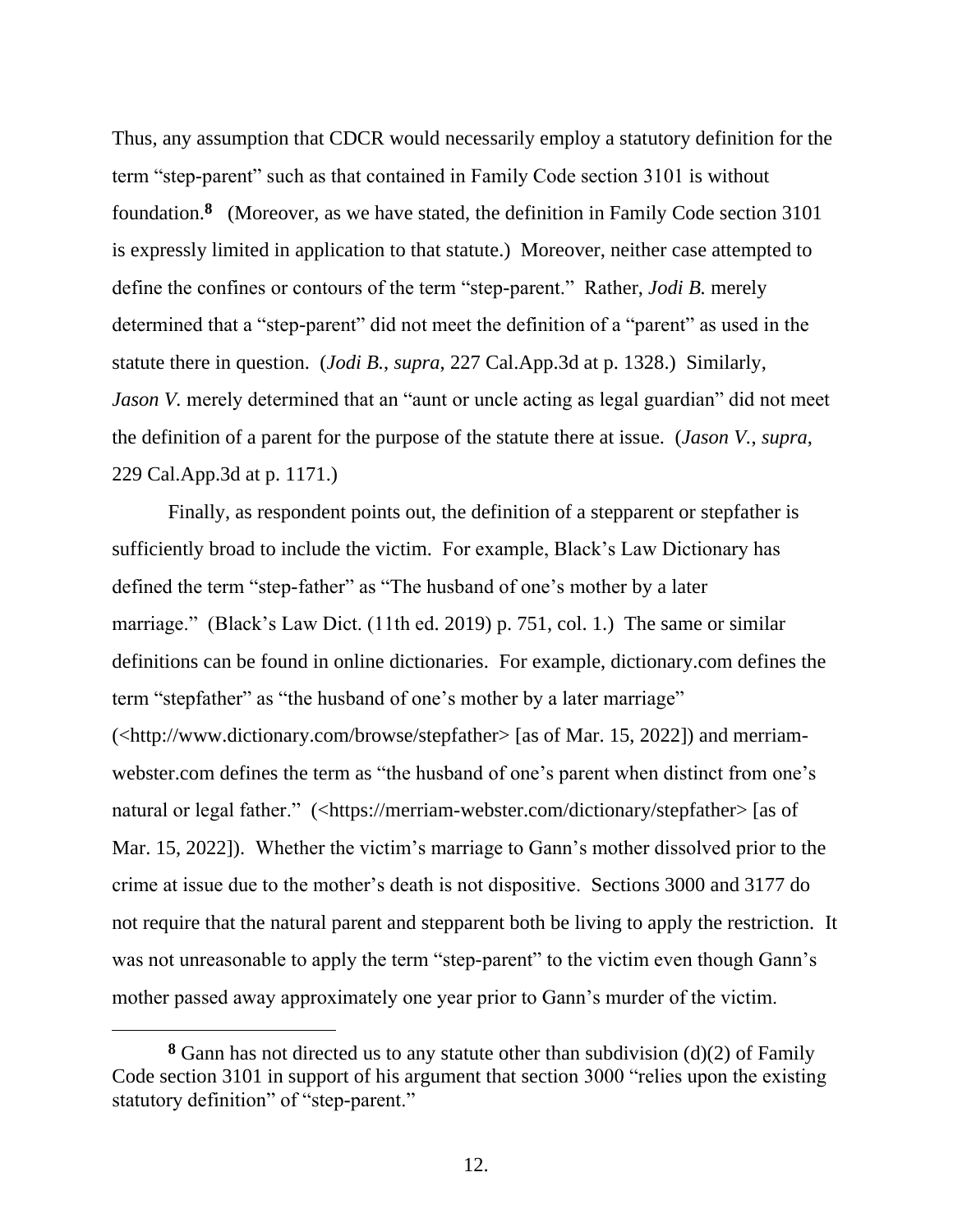Thus, any assumption that CDCR would necessarily employ a statutory definition for the term "step-parent" such as that contained in Family Code section 3101 is without foundation.[8] (Moreover, as we have stated, the definition in Family Code section 3101 is expressly limited in application to that statute.) Moreover, neither case attempted to define the confines or contours of the term "step-parent." Rather, *Jodi B.* merely determined that a "step-parent" did not meet the definition of a "parent" as used in the statute there in question. (*Jodi B.*, *supra*, 227 Cal.App.3d at p. 1328.) Similarly, *Jason V.* merely determined that an "aunt or uncle acting as legal guardian" did not meet the definition of a parent for the purpose of the statute there at issue. (*Jason V.*, *supra*, 229 Cal.App.3d at p. 1171.)

Finally, as respondent points out, the definition of a stepparent or stepfather is sufficiently broad to include the victim. For example, Black's Law Dictionary has defined the term "step-father" as "The husband of one's mother by a later marriage." (Black's Law Dict. (11th ed. 2019) p. 751, col. 1.) The same or similar definitions can be found in online dictionaries. For example, dictionary.com defines the term "stepfather" as "the husband of one's mother by a later marriage" (<http://www.dictionary.com/browse/stepfather> [as of Mar. 15, 2022]) and merriam-webster.com defines the term as "the husband of one's parent when distinct from one's natural or legal father." (<https://merriam-webster.com/dictionary/stepfather> [as of Mar. 15, 2022]). Whether the victim's marriage to Gann's mother dissolved prior to the crime at issue due to the mother's death is not dispositive. Sections 3000 and 3177 do not require that the natural parent and stepparent both be living to apply the restriction. It was not unreasonable to apply the term "step-parent" to the victim even though Gann's mother passed away approximately one year prior to Gann's murder of the victim.

---

[8] Gann has not directed us to any statute other than subdivision (d)(2) of Family Code section 3101 in support of his argument that section 3000 "relies upon the existing statutory definition" of "step-parent."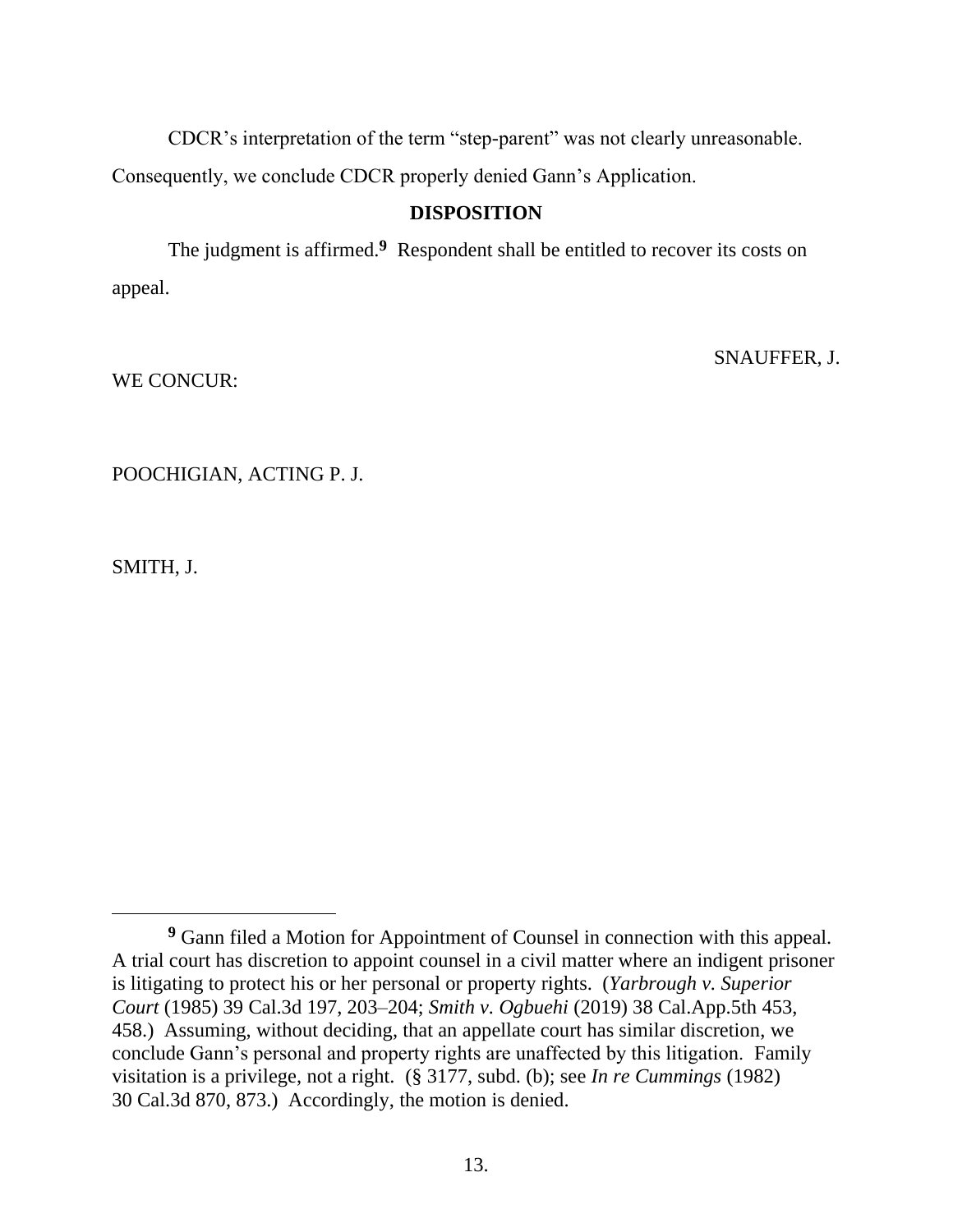CDCR's interpretation of the term "step-parent" was not clearly unreasonable. Consequently, we conclude CDCR properly denied Gann's Application.

## DISPOSITION

The judgment is affirmed.[9] Respondent shall be entitled to recover its costs on appeal.

SNAUFFER, J.

WE CONCUR:

POOCHIGIAN, ACTING P. J.

SMITH, J.

---

[9] Gann filed a Motion for Appointment of Counsel in connection with this appeal. A trial court has discretion to appoint counsel in a civil matter where an indigent prisoner is litigating to protect his or her personal or property rights. (*Yarbrough v. Superior Court* (1985) 39 Cal.3d 197, 203–204; *Smith v. Ogbuehi* (2019) 38 Cal.App.5th 453, 458.) Assuming, without deciding, that an appellate court has similar discretion, we conclude Gann's personal and property rights are unaffected by this litigation. Family visitation is a privilege, not a right. (§ 3177, subd. (b); see *In re Cummings* (1982) 30 Cal.3d 870, 873.) Accordingly, the motion is denied.